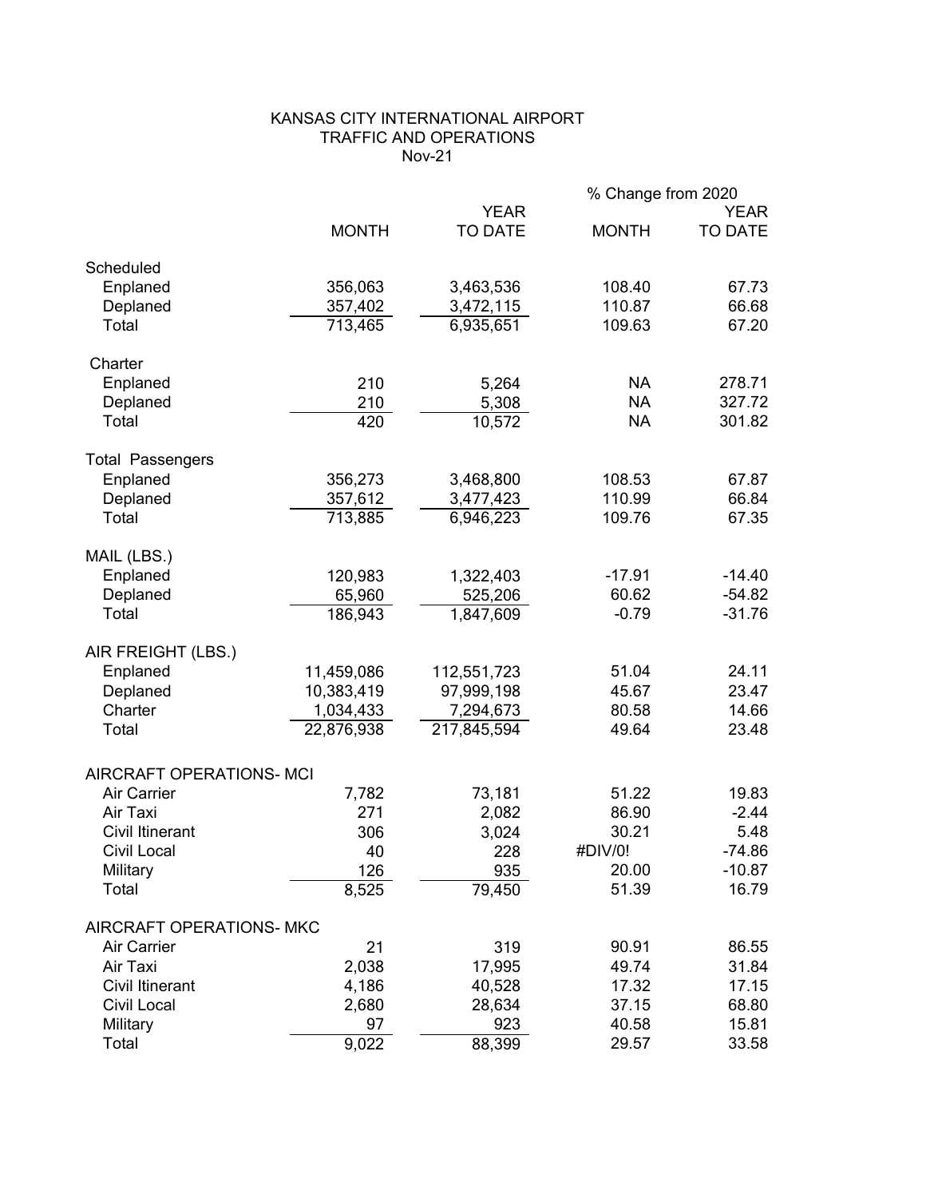# KANSAS CITY INTERNATIONAL AIRPORT
## TRAFFIC AND OPERATIONS
### Nov-21

| | MONTH | YEAR TO DATE | % Change from 2020 MONTH | % Change from 2020 YEAR TO DATE |
|---|---|---|---|---|
| **Scheduled** | | | | |
| Enplaned | 356,063 | 3,463,536 | 108.40 | 67.73 |
| Deplaned | 357,402 | 3,472,115 | 110.87 | 66.68 |
| Total | 713,465 | 6,935,651 | 109.63 | 67.20 |
| **Charter** | | | | |
| Enplaned | 210 | 5,264 | NA | 278.71 |
| Deplaned | 210 | 5,308 | NA | 327.72 |
| Total | 420 | 10,572 | NA | 301.82 |
| **Total Passengers** | | | | |
| Enplaned | 356,273 | 3,468,800 | 108.53 | 67.87 |
| Deplaned | 357,612 | 3,477,423 | 110.99 | 66.84 |
| Total | 713,885 | 6,946,223 | 109.76 | 67.35 |
| **MAIL (LBS.)** | | | | |
| Enplaned | 120,983 | 1,322,403 | -17.91 | -14.40 |
| Deplaned | 65,960 | 525,206 | 60.62 | -54.82 |
| Total | 186,943 | 1,847,609 | -0.79 | -31.76 |
| **AIR FREIGHT (LBS.)** | | | | |
| Enplaned | 11,459,086 | 112,551,723 | 51.04 | 24.11 |
| Deplaned | 10,383,419 | 97,999,198 | 45.67 | 23.47 |
| Charter | 1,034,433 | 7,294,673 | 80.58 | 14.66 |
| Total | 22,876,938 | 217,845,594 | 49.64 | 23.48 |
| **AIRCRAFT OPERATIONS- MCI** | | | | |
| Air Carrier | 7,782 | 73,181 | 51.22 | 19.83 |
| Air Taxi | 271 | 2,082 | 86.90 | -2.44 |
| Civil Itinerant | 306 | 3,024 | 30.21 | 5.48 |
| Civil Local | 40 | 228 | #DIV/0! | -74.86 |
| Military | 126 | 935 | 20.00 | -10.87 |
| Total | 8,525 | 79,450 | 51.39 | 16.79 |
| **AIRCRAFT OPERATIONS- MKC** | | | | |
| Air Carrier | 21 | 319 | 90.91 | 86.55 |
| Air Taxi | 2,038 | 17,995 | 49.74 | 31.84 |
| Civil Itinerant | 4,186 | 40,528 | 17.32 | 17.15 |
| Civil Local | 2,680 | 28,634 | 37.15 | 68.80 |
| Military | 97 | 923 | 40.58 | 15.81 |
| Total | 9,022 | 88,399 | 29.57 | 33.58 |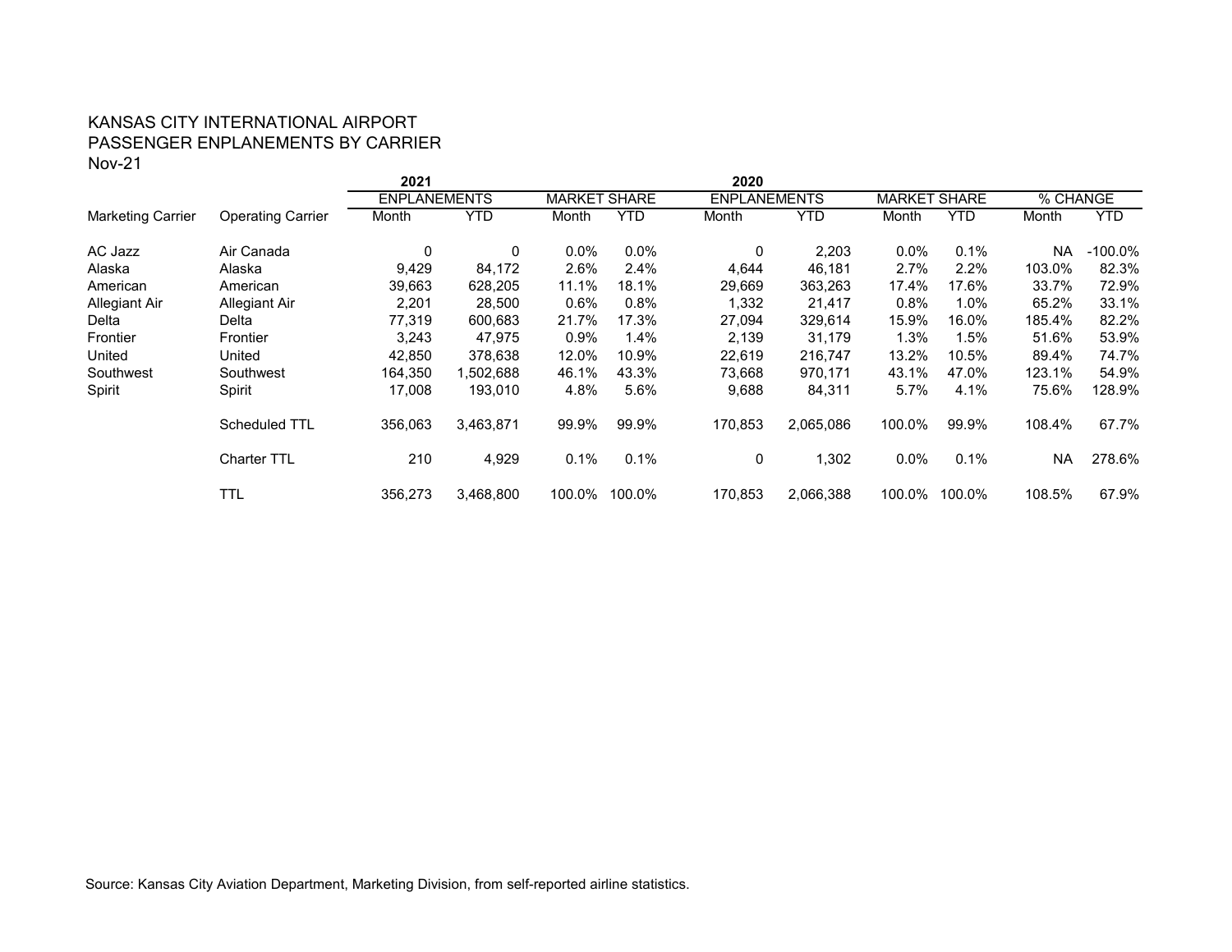KANSAS CITY INTERNATIONAL AIRPORT
PASSENGER ENPLANEMENTS BY CARRIER
Nov-21

| | | 2021 | | | | 2020 | | | | | |
|---|---|---|---|---|---|---|---|---|---|---|---|
| | | ENPLANEMENTS | | MARKET SHARE | | ENPLANEMENTS | | MARKET SHARE | | % CHANGE | |
| Marketing Carrier | Operating Carrier | Month | YTD | Month | YTD | Month | YTD | Month | YTD | Month | YTD |
| AC Jazz | Air Canada | 0 | 0 | 0.0% | 0.0% | 0 | 2,203 | 0.0% | 0.1% | NA | -100.0% |
| Alaska | Alaska | 9,429 | 84,172 | 2.6% | 2.4% | 4,644 | 46,181 | 2.7% | 2.2% | 103.0% | 82.3% |
| American | American | 39,663 | 628,205 | 11.1% | 18.1% | 29,669 | 363,263 | 17.4% | 17.6% | 33.7% | 72.9% |
| Allegiant Air | Allegiant Air | 2,201 | 28,500 | 0.6% | 0.8% | 1,332 | 21,417 | 0.8% | 1.0% | 65.2% | 33.1% |
| Delta | Delta | 77,319 | 600,683 | 21.7% | 17.3% | 27,094 | 329,614 | 15.9% | 16.0% | 185.4% | 82.2% |
| Frontier | Frontier | 3,243 | 47,975 | 0.9% | 1.4% | 2,139 | 31,179 | 1.3% | 1.5% | 51.6% | 53.9% |
| United | United | 42,850 | 378,638 | 12.0% | 10.9% | 22,619 | 216,747 | 13.2% | 10.5% | 89.4% | 74.7% |
| Southwest | Southwest | 164,350 | 1,502,688 | 46.1% | 43.3% | 73,668 | 970,171 | 43.1% | 47.0% | 123.1% | 54.9% |
| Spirit | Spirit | 17,008 | 193,010 | 4.8% | 5.6% | 9,688 | 84,311 | 5.7% | 4.1% | 75.6% | 128.9% |
| | Scheduled TTL | 356,063 | 3,463,871 | 99.9% | 99.9% | 170,853 | 2,065,086 | 100.0% | 99.9% | 108.4% | 67.7% |
| | Charter TTL | 210 | 4,929 | 0.1% | 0.1% | 0 | 1,302 | 0.0% | 0.1% | NA | 278.6% |
| | TTL | 356,273 | 3,468,800 | 100.0% | 100.0% | 170,853 | 2,066,388 | 100.0% | 100.0% | 108.5% | 67.9% |

Source: Kansas City Aviation Department, Marketing Division, from self-reported airline statistics.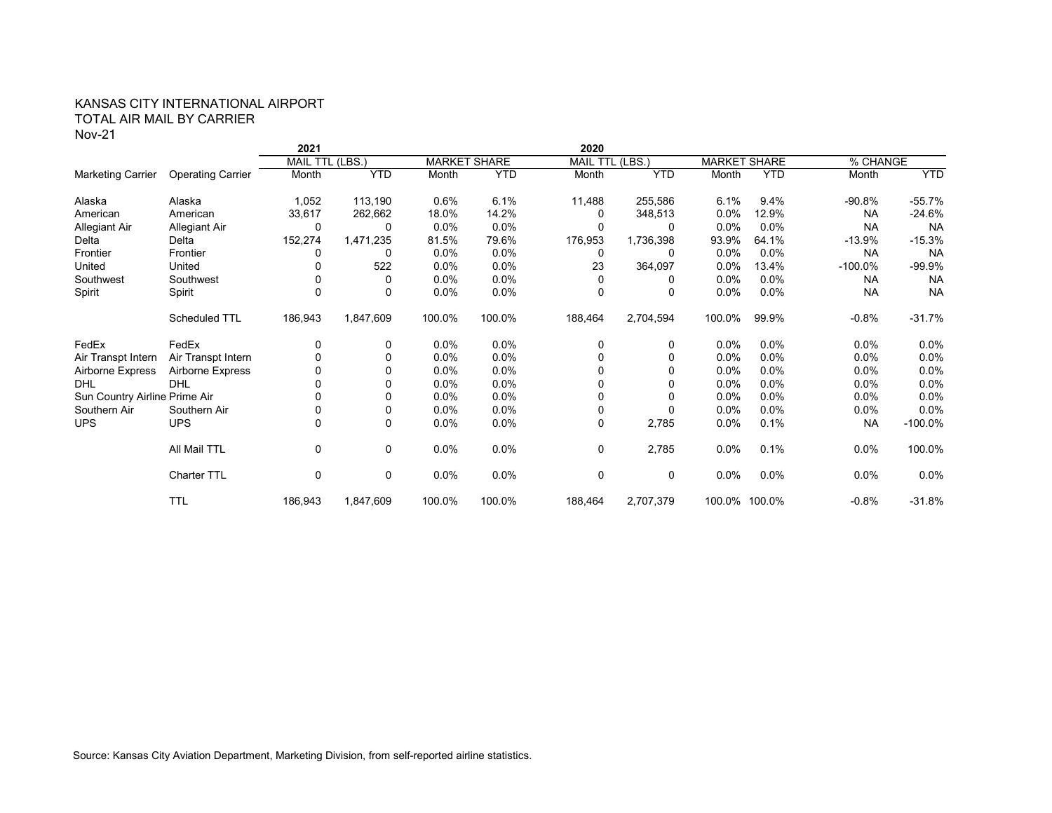KANSAS CITY INTERNATIONAL AIRPORT
TOTAL AIR MAIL BY CARRIER
Nov-21

| | | 2021 | | | | 2020 | | | | | |
|---|---|---|---|---|---|---|---|---|---|---|---|
| | | MAIL TTL (LBS.) | | MARKET SHARE | | MAIL TTL (LBS.) | | MARKET SHARE | | % CHANGE | |
| Marketing Carrier | Operating Carrier | Month | YTD | Month | YTD | Month | YTD | Month | YTD | Month | YTD |
| Alaska | Alaska | 1,052 | 113,190 | 0.6% | 6.1% | 11,488 | 255,586 | 6.1% | 9.4% | -90.8% | -55.7% |
| American | American | 33,617 | 262,662 | 18.0% | 14.2% | 0 | 348,513 | 0.0% | 12.9% | NA | -24.6% |
| Allegiant Air | Allegiant Air | 0 | 0 | 0.0% | 0.0% | 0 | 0 | 0.0% | 0.0% | NA | NA |
| Delta | Delta | 152,274 | 1,471,235 | 81.5% | 79.6% | 176,953 | 1,736,398 | 93.9% | 64.1% | -13.9% | -15.3% |
| Frontier | Frontier | 0 | 0 | 0.0% | 0.0% | 0 | 0 | 0.0% | 0.0% | NA | NA |
| United | United | 0 | 522 | 0.0% | 0.0% | 23 | 364,097 | 0.0% | 13.4% | -100.0% | -99.9% |
| Southwest | Southwest | 0 | 0 | 0.0% | 0.0% | 0 | 0 | 0.0% | 0.0% | NA | NA |
| Spirit | Spirit | 0 | 0 | 0.0% | 0.0% | 0 | 0 | 0.0% | 0.0% | NA | NA |
| | Scheduled TTL | 186,943 | 1,847,609 | 100.0% | 100.0% | 188,464 | 2,704,594 | 100.0% | 99.9% | -0.8% | -31.7% |
| FedEx | FedEx | 0 | 0 | 0.0% | 0.0% | 0 | 0 | 0.0% | 0.0% | 0.0% | 0.0% |
| Air Transpt Intern | Air Transpt Intern | 0 | 0 | 0.0% | 0.0% | 0 | 0 | 0.0% | 0.0% | 0.0% | 0.0% |
| Airborne Express | Airborne Express | 0 | 0 | 0.0% | 0.0% | 0 | 0 | 0.0% | 0.0% | 0.0% | 0.0% |
| DHL | DHL | 0 | 0 | 0.0% | 0.0% | 0 | 0 | 0.0% | 0.0% | 0.0% | 0.0% |
| Sun Country Airline | Prime Air | 0 | 0 | 0.0% | 0.0% | 0 | 0 | 0.0% | 0.0% | 0.0% | 0.0% |
| Southern Air | Southern Air | 0 | 0 | 0.0% | 0.0% | 0 | 0 | 0.0% | 0.0% | 0.0% | 0.0% |
| UPS | UPS | 0 | 0 | 0.0% | 0.0% | 0 | 2,785 | 0.0% | 0.1% | NA | -100.0% |
| | All Mail TTL | 0 | 0 | 0.0% | 0.0% | 0 | 2,785 | 0.0% | 0.1% | 0.0% | 100.0% |
| | Charter TTL | 0 | 0 | 0.0% | 0.0% | 0 | 0 | 0.0% | 0.0% | 0.0% | 0.0% |
| | TTL | 186,943 | 1,847,609 | 100.0% | 100.0% | 188,464 | 2,707,379 | 100.0% | 100.0% | -0.8% | -31.8% |

Source: Kansas City Aviation Department, Marketing Division, from self-reported airline statistics.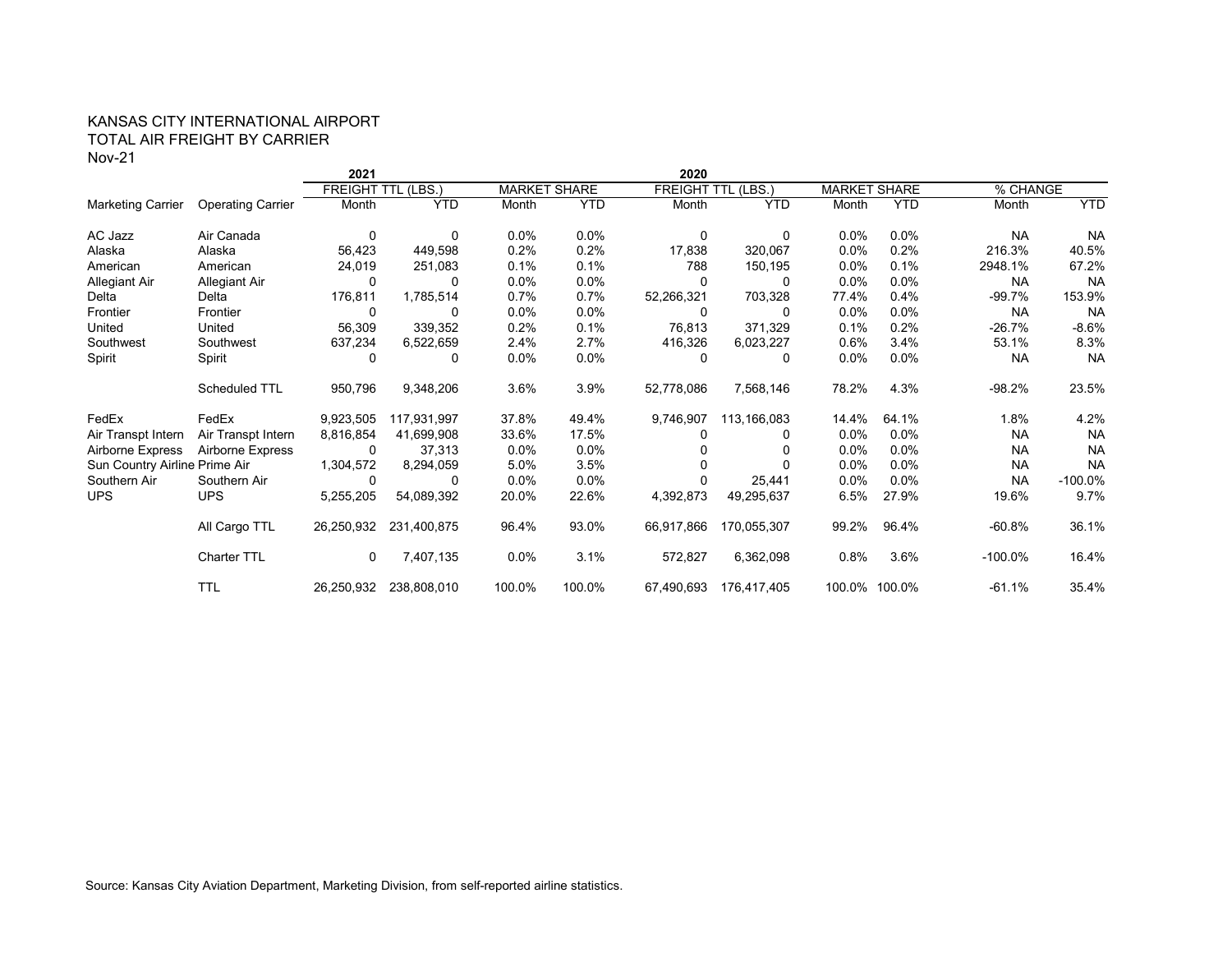KANSAS CITY INTERNATIONAL AIRPORT
TOTAL AIR FREIGHT BY CARRIER
Nov-21

| | | 2021 | | | | 2020 | | | | | |
|---|---|---|---|---|---|---|---|---|---|---|---|
| | | FREIGHT TTL (LBS.) | | MARKET SHARE | | FREIGHT TTL (LBS.) | | MARKET SHARE | | % CHANGE | |
| Marketing Carrier | Operating Carrier | Month | YTD | Month | YTD | Month | YTD | Month | YTD | Month | YTD |
| AC Jazz | Air Canada | 0 | 0 | 0.0% | 0.0% | 0 | 0 | 0.0% | 0.0% | NA | NA |
| Alaska | Alaska | 56,423 | 449,598 | 0.2% | 0.2% | 17,838 | 320,067 | 0.0% | 0.2% | 216.3% | 40.5% |
| American | American | 24,019 | 251,083 | 0.1% | 0.1% | 788 | 150,195 | 0.0% | 0.1% | 2948.1% | 67.2% |
| Allegiant Air | Allegiant Air | 0 | 0 | 0.0% | 0.0% | 0 | 0 | 0.0% | 0.0% | NA | NA |
| Delta | Delta | 176,811 | 1,785,514 | 0.7% | 0.7% | 52,266,321 | 703,328 | 77.4% | 0.4% | -99.7% | 153.9% |
| Frontier | Frontier | 0 | 0 | 0.0% | 0.0% | 0 | 0 | 0.0% | 0.0% | NA | NA |
| United | United | 56,309 | 339,352 | 0.2% | 0.1% | 76,813 | 371,329 | 0.1% | 0.2% | -26.7% | -8.6% |
| Southwest | Southwest | 637,234 | 6,522,659 | 2.4% | 2.7% | 416,326 | 6,023,227 | 0.6% | 3.4% | 53.1% | 8.3% |
| Spirit | Spirit | 0 | 0 | 0.0% | 0.0% | 0 | 0 | 0.0% | 0.0% | NA | NA |
| | Scheduled TTL | 950,796 | 9,348,206 | 3.6% | 3.9% | 52,778,086 | 7,568,146 | 78.2% | 4.3% | -98.2% | 23.5% |
| FedEx | FedEx | 9,923,505 | 117,931,997 | 37.8% | 49.4% | 9,746,907 | 113,166,083 | 14.4% | 64.1% | 1.8% | 4.2% |
| Air Transpt Intern | Air Transpt Intern | 8,816,854 | 41,699,908 | 33.6% | 17.5% | 0 | 0 | 0.0% | 0.0% | NA | NA |
| Airborne Express | Airborne Express | 0 | 37,313 | 0.0% | 0.0% | 0 | 0 | 0.0% | 0.0% | NA | NA |
| Sun Country Airline | Prime Air | 1,304,572 | 8,294,059 | 5.0% | 3.5% | 0 | 0 | 0.0% | 0.0% | NA | NA |
| Southern Air | Southern Air | 0 | 0 | 0.0% | 0.0% | 0 | 25,441 | 0.0% | 0.0% | NA | -100.0% |
| UPS | UPS | 5,255,205 | 54,089,392 | 20.0% | 22.6% | 4,392,873 | 49,295,637 | 6.5% | 27.9% | 19.6% | 9.7% |
| | All Cargo TTL | 26,250,932 | 231,400,875 | 96.4% | 93.0% | 66,917,866 | 170,055,307 | 99.2% | 96.4% | -60.8% | 36.1% |
| | Charter TTL | 0 | 7,407,135 | 0.0% | 3.1% | 572,827 | 6,362,098 | 0.8% | 3.6% | -100.0% | 16.4% |
| | TTL | 26,250,932 | 238,808,010 | 100.0% | 100.0% | 67,490,693 | 176,417,405 | 100.0% | 100.0% | -61.1% | 35.4% |

Source: Kansas City Aviation Department, Marketing Division, from self-reported airline statistics.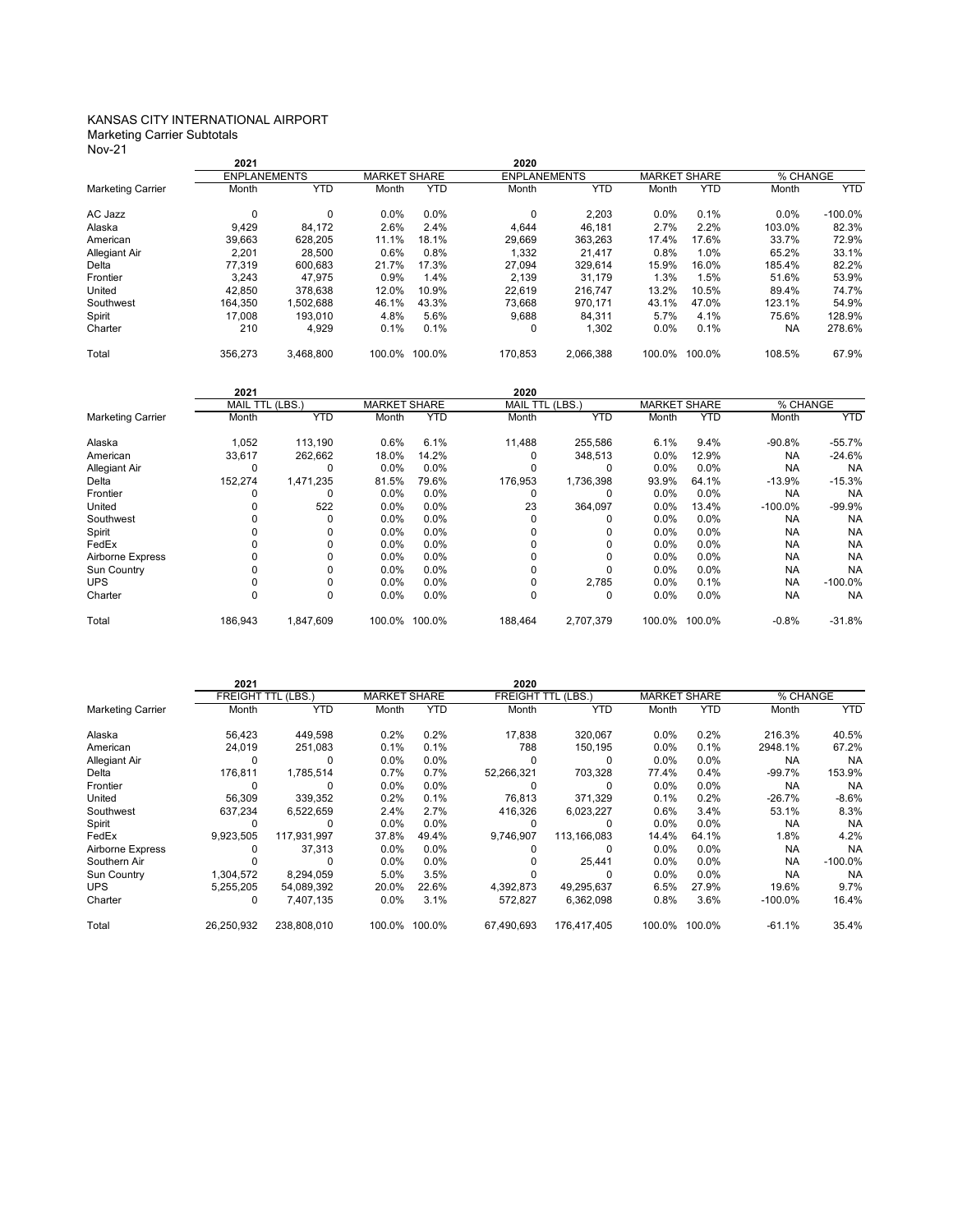KANSAS CITY INTERNATIONAL AIRPORT
Marketing Carrier Subtotals
Nov-21

| | 2021 | | | | 2020 | | | | | |
|---|---|---|---|---|---|---|---|---|---|---|
| | ENPLANEMENTS | | MARKET SHARE | | ENPLANEMENTS | | MARKET SHARE | | % CHANGE | |
| Marketing Carrier | Month | YTD | Month | YTD | Month | YTD | Month | YTD | Month | YTD |
| AC Jazz | 0 | 0 | 0.0% | 0.0% | 0 | 2,203 | 0.0% | 0.1% | 0.0% | -100.0% |
| Alaska | 9,429 | 84,172 | 2.6% | 2.4% | 4,644 | 46,181 | 2.7% | 2.2% | 103.0% | 82.3% |
| American | 39,663 | 628,205 | 11.1% | 18.1% | 29,669 | 363,263 | 17.4% | 17.6% | 33.7% | 72.9% |
| Allegiant Air | 2,201 | 28,500 | 0.6% | 0.8% | 1,332 | 21,417 | 0.8% | 1.0% | 65.2% | 33.1% |
| Delta | 77,319 | 600,683 | 21.7% | 17.3% | 27,094 | 329,614 | 15.9% | 16.0% | 185.4% | 82.2% |
| Frontier | 3,243 | 47,975 | 0.9% | 1.4% | 2,139 | 31,179 | 1.3% | 1.5% | 51.6% | 53.9% |
| United | 42,850 | 378,638 | 12.0% | 10.9% | 22,619 | 216,747 | 13.2% | 10.5% | 89.4% | 74.7% |
| Southwest | 164,350 | 1,502,688 | 46.1% | 43.3% | 73,668 | 970,171 | 43.1% | 47.0% | 123.1% | 54.9% |
| Spirit | 17,008 | 193,010 | 4.8% | 5.6% | 9,688 | 84,311 | 5.7% | 4.1% | 75.6% | 128.9% |
| Charter | 210 | 4,929 | 0.1% | 0.1% | 0 | 1,302 | 0.0% | 0.1% | NA | 278.6% |
| Total | 356,273 | 3,468,800 | 100.0% | 100.0% | 170,853 | 2,066,388 | 100.0% | 100.0% | 108.5% | 67.9% |

| | 2021 | | | | 2020 | | | | | |
|---|---|---|---|---|---|---|---|---|---|---|
| | MAIL TTL (LBS.) | | MARKET SHARE | | MAIL TTL (LBS.) | | MARKET SHARE | | % CHANGE | |
| Marketing Carrier | Month | YTD | Month | YTD | Month | YTD | Month | YTD | Month | YTD |
| Alaska | 1,052 | 113,190 | 0.6% | 6.1% | 11,488 | 255,586 | 6.1% | 9.4% | -90.8% | -55.7% |
| American | 33,617 | 262,662 | 18.0% | 14.2% | 0 | 348,513 | 0.0% | 12.9% | NA | -24.6% |
| Allegiant Air | 0 | 0 | 0.0% | 0.0% | 0 | 0 | 0.0% | 0.0% | NA | NA |
| Delta | 152,274 | 1,471,235 | 81.5% | 79.6% | 176,953 | 1,736,398 | 93.9% | 64.1% | -13.9% | -15.3% |
| Frontier | 0 | 0 | 0.0% | 0.0% | 0 | 0 | 0.0% | 0.0% | NA | NA |
| United | 0 | 522 | 0.0% | 0.0% | 23 | 364,097 | 0.0% | 13.4% | -100.0% | -99.9% |
| Southwest | 0 | 0 | 0.0% | 0.0% | 0 | 0 | 0.0% | 0.0% | NA | NA |
| Spirit | 0 | 0 | 0.0% | 0.0% | 0 | 0 | 0.0% | 0.0% | NA | NA |
| FedEx | 0 | 0 | 0.0% | 0.0% | 0 | 0 | 0.0% | 0.0% | NA | NA |
| Airborne Express | 0 | 0 | 0.0% | 0.0% | 0 | 0 | 0.0% | 0.0% | NA | NA |
| Sun Country | 0 | 0 | 0.0% | 0.0% | 0 | 0 | 0.0% | 0.0% | NA | NA |
| UPS | 0 | 0 | 0.0% | 0.0% | 0 | 2,785 | 0.0% | 0.1% | NA | -100.0% |
| Charter | 0 | 0 | 0.0% | 0.0% | 0 | 0 | 0.0% | 0.0% | NA | NA |
| Total | 186,943 | 1,847,609 | 100.0% | 100.0% | 188,464 | 2,707,379 | 100.0% | 100.0% | -0.8% | -31.8% |

| | 2021 | | | | 2020 | | | | | |
|---|---|---|---|---|---|---|---|---|---|---|
| | FREIGHT TTL (LBS.) | | MARKET SHARE | | FREIGHT TTL (LBS.) | | MARKET SHARE | | % CHANGE | |
| Marketing Carrier | Month | YTD | Month | YTD | Month | YTD | Month | YTD | Month | YTD |
| Alaska | 56,423 | 449,598 | 0.2% | 0.2% | 17,838 | 320,067 | 0.0% | 0.2% | 216.3% | 40.5% |
| American | 24,019 | 251,083 | 0.1% | 0.1% | 788 | 150,195 | 0.0% | 0.1% | 2948.1% | 67.2% |
| Allegiant Air | 0 | 0 | 0.0% | 0.0% | 0 | 0 | 0.0% | 0.0% | NA | NA |
| Delta | 176,811 | 1,785,514 | 0.7% | 0.7% | 52,266,321 | 703,328 | 77.4% | 0.4% | -99.7% | 153.9% |
| Frontier | 0 | 0 | 0.0% | 0.0% | 0 | 0 | 0.0% | 0.0% | NA | NA |
| United | 56,309 | 339,352 | 0.2% | 0.1% | 76,813 | 371,329 | 0.1% | 0.2% | -26.7% | -8.6% |
| Southwest | 637,234 | 6,522,659 | 2.4% | 2.7% | 416,326 | 6,023,227 | 0.6% | 3.4% | 53.1% | 8.3% |
| Spirit | 0 | 0 | 0.0% | 0.0% | 0 | 0 | 0.0% | 0.0% | NA | NA |
| FedEx | 9,923,505 | 117,931,997 | 37.8% | 49.4% | 9,746,907 | 113,166,083 | 14.4% | 64.1% | 1.8% | 4.2% |
| Airborne Express | 0 | 37,313 | 0.0% | 0.0% | 0 | 0 | 0.0% | 0.0% | NA | NA |
| Southern Air | 0 | 0 | 0.0% | 0.0% | 0 | 25,441 | 0.0% | 0.0% | NA | -100.0% |
| Sun Country | 1,304,572 | 8,294,059 | 5.0% | 3.5% | 0 | 0 | 0.0% | 0.0% | NA | NA |
| UPS | 5,255,205 | 54,089,392 | 20.0% | 22.6% | 4,392,873 | 49,295,637 | 6.5% | 27.9% | 19.6% | 9.7% |
| Charter | 0 | 7,407,135 | 0.0% | 3.1% | 572,827 | 6,362,098 | 0.8% | 3.6% | -100.0% | 16.4% |
| Total | 26,250,932 | 238,808,010 | 100.0% | 100.0% | 67,490,693 | 176,417,405 | 100.0% | 100.0% | -61.1% | 35.4% |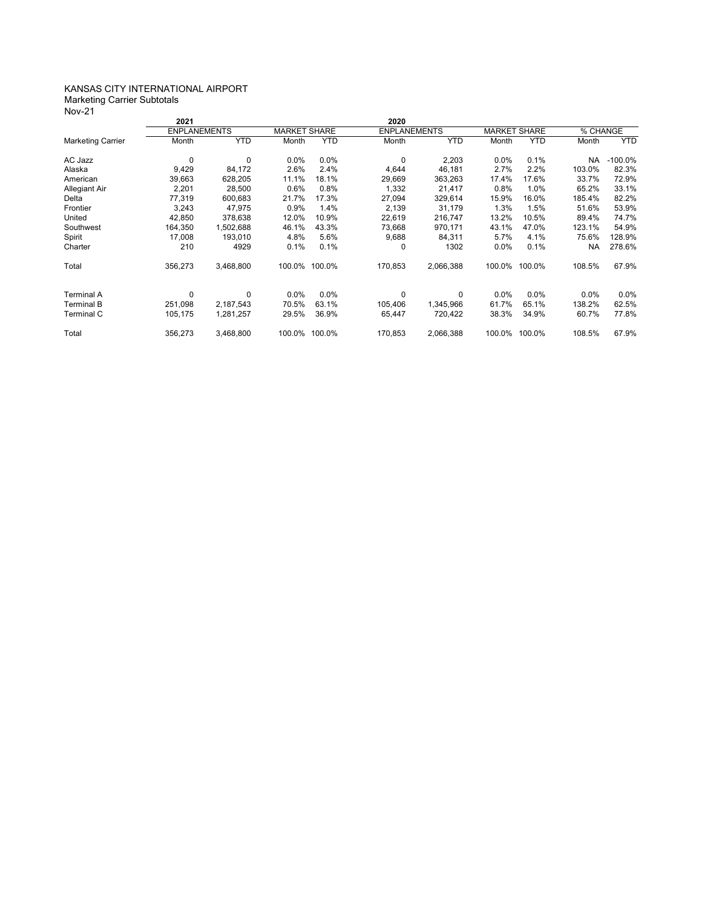KANSAS CITY INTERNATIONAL AIRPORT
Marketing Carrier Subtotals
Nov-21

| | 2021 | | | | 2020 | | | | | |
|---|---|---|---|---|---|---|---|---|---|---|
| | ENPLANEMENTS | | MARKET SHARE | | ENPLANEMENTS | | MARKET SHARE | | % CHANGE | |
| Marketing Carrier | Month | YTD | Month | YTD | Month | YTD | Month | YTD | Month | YTD |
| AC Jazz | 0 | 0 | 0.0% | 0.0% | 0 | 2,203 | 0.0% | 0.1% | NA | -100.0% |
| Alaska | 9,429 | 84,172 | 2.6% | 2.4% | 4,644 | 46,181 | 2.7% | 2.2% | 103.0% | 82.3% |
| American | 39,663 | 628,205 | 11.1% | 18.1% | 29,669 | 363,263 | 17.4% | 17.6% | 33.7% | 72.9% |
| Allegiant Air | 2,201 | 28,500 | 0.6% | 0.8% | 1,332 | 21,417 | 0.8% | 1.0% | 65.2% | 33.1% |
| Delta | 77,319 | 600,683 | 21.7% | 17.3% | 27,094 | 329,614 | 15.9% | 16.0% | 185.4% | 82.2% |
| Frontier | 3,243 | 47,975 | 0.9% | 1.4% | 2,139 | 31,179 | 1.3% | 1.5% | 51.6% | 53.9% |
| United | 42,850 | 378,638 | 12.0% | 10.9% | 22,619 | 216,747 | 13.2% | 10.5% | 89.4% | 74.7% |
| Southwest | 164,350 | 1,502,688 | 46.1% | 43.3% | 73,668 | 970,171 | 43.1% | 47.0% | 123.1% | 54.9% |
| Spirit | 17,008 | 193,010 | 4.8% | 5.6% | 9,688 | 84,311 | 5.7% | 4.1% | 75.6% | 128.9% |
| Charter | 210 | 4929 | 0.1% | 0.1% | 0 | 1302 | 0.0% | 0.1% | NA | 278.6% |
| Total | 356,273 | 3,468,800 | 100.0% | 100.0% | 170,853 | 2,066,388 | 100.0% | 100.0% | 108.5% | 67.9% |
| Terminal A | 0 | 0 | 0.0% | 0.0% | 0 | 0 | 0.0% | 0.0% | 0.0% | 0.0% |
| Terminal B | 251,098 | 2,187,543 | 70.5% | 63.1% | 105,406 | 1,345,966 | 61.7% | 65.1% | 138.2% | 62.5% |
| Terminal C | 105,175 | 1,281,257 | 29.5% | 36.9% | 65,447 | 720,422 | 38.3% | 34.9% | 60.7% | 77.8% |
| Total | 356,273 | 3,468,800 | 100.0% | 100.0% | 170,853 | 2,066,388 | 100.0% | 100.0% | 108.5% | 67.9% |